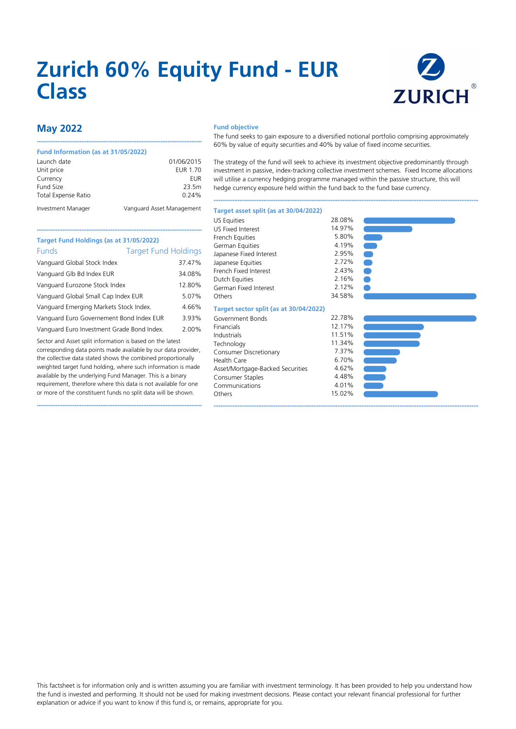# Zurich 60% Equity Fund - EUR Class

## May 2022

### Fund Information (as at 31/05/2022)

| | |
|---|---|
| Launch date | 01/06/2015 |
| Unit price | EUR 1.70 |
| Currency | EUR |
| Fund Size | 23.5m |
| Total Expense Ratio | 0.24% |
| Investment Manager | Vanguard Asset Management |

### Target Fund Holdings (as at 31/05/2022)

| Funds | Target Fund Holdings |
|---|---|
| Vanguard Global Stock Index | 37.47% |
| Vanguard Glb Bd Index EUR | 34.08% |
| Vanguard Eurozone Stock Index | 12.80% |
| Vanguard Global Small Cap Index EUR | 5.07% |
| Vanguard Emerging Markets Stock Index. | 4.66% |
| Vanguard Euro Governement Bond Index EUR | 3.93% |
| Vanguard Euro Investment Grade Bond Index. | 2.00% |

Sector and Asset split information is based on the latest corresponding data points made available by our data provider, the collective data stated shows the combined proportionally weighted target fund holding, where such information is made available by the underlying Fund Manager. This is a binary requirement, therefore where this data is not available for one or more of the constituent funds no split data will be shown.

### Fund objective

The fund seeks to gain exposure to a diversified notional portfolio comprising approximately 60% by value of equity securities and 40% by value of fixed income securities.

The strategy of the fund will seek to achieve its investment objective predominantly through investment in passive, index-tracking collective investment schemes. Fixed Income allocations will utilise a currency hedging programme managed within the passive structure, this will hedge currency exposure held within the fund back to the fund base currency.

### Target asset split (as at 30/04/2022)

| | |
|---|---|
| US Equities | 28.08% |
| US Fixed Interest | 14.97% |
| French Equities | 5.80% |
| German Equities | 4.19% |
| Japanese Fixed Interest | 2.95% |
| Japanese Equities | 2.72% |
| French Fixed Interest | 2.43% |
| Dutch Equities | 2.16% |
| German Fixed Interest | 2.12% |
| Others | 34.58% |

### Target sector split (as at 30/04/2022)

| | |
|---|---|
| Government Bonds | 22.78% |
| Financials | 12.17% |
| Industrials | 11.51% |
| Technology | 11.34% |
| Consumer Discretionary | 7.37% |
| Health Care | 6.70% |
| Asset/Mortgage-Backed Securities | 4.62% |
| Consumer Staples | 4.48% |
| Communications | 4.01% |
| Others | 15.02% |

This factsheet is for information only and is written assuming you are familiar with investment terminology. It has been provided to help you understand how the fund is invested and performing. It should not be used for making investment decisions. Please contact your relevant financial professional for further explanation or advice if you want to know if this fund is, or remains, appropriate for you.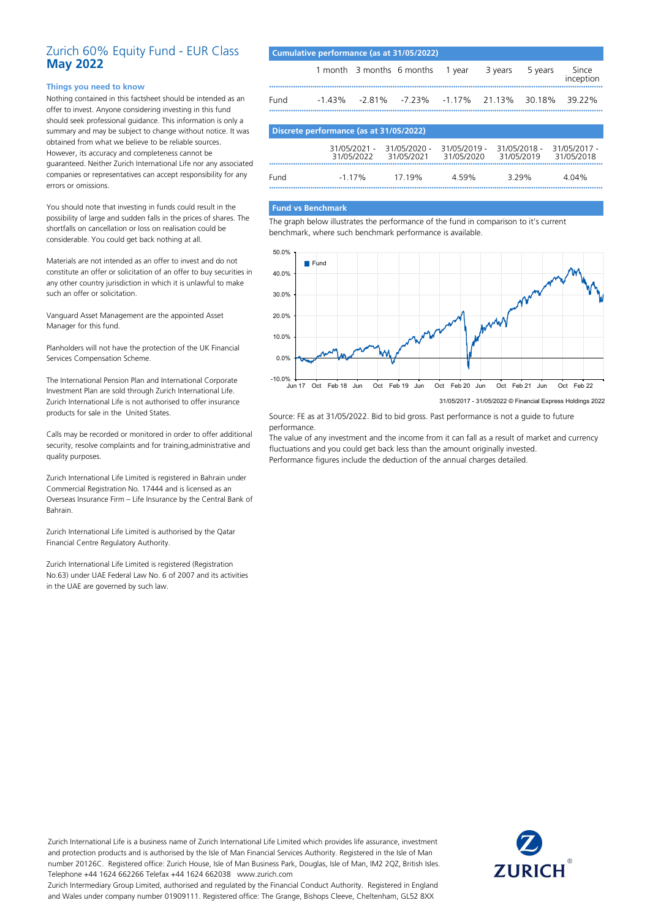# Zurich 60% Equity Fund - EUR Class
## May 2022

### Things you need to know

Nothing contained in this factsheet should be intended as an offer to invest. Anyone considering investing in this fund should seek professional guidance. This information is only a summary and may be subject to change without notice. It was obtained from what we believe to be reliable sources. However, its accuracy and completeness cannot be guaranteed. Neither Zurich International Life nor any associated companies or representatives can accept responsibility for any errors or omissions.

You should note that investing in funds could result in the possibility of large and sudden falls in the prices of shares. The shortfalls on cancellation or loss on realisation could be considerable. You could get back nothing at all.

Materials are not intended as an offer to invest and do not constitute an offer or solicitation of an offer to buy securities in any other country jurisdiction in which it is unlawful to make such an offer or solicitation.

Vanguard Asset Management are the appointed Asset Manager for this fund.

Planholders will not have the protection of the UK Financial Services Compensation Scheme.

The International Pension Plan and International Corporate Investment Plan are sold through Zurich International Life. Zurich International Life is not authorised to offer insurance products for sale in the United States.

Calls may be recorded or monitored in order to offer additional security, resolve complaints and for training,administrative and quality purposes.

Zurich International Life Limited is registered in Bahrain under Commercial Registration No. 17444 and is licensed as an Overseas Insurance Firm – Life Insurance by the Central Bank of Bahrain.

Zurich International Life Limited is authorised by the Qatar Financial Centre Regulatory Authority.

Zurich International Life Limited is registered (Registration No.63) under UAE Federal Law No. 6 of 2007 and its activities in the UAE are governed by such law.

### Cumulative performance (as at 31/05/2022)

| | 1 month | 3 months | 6 months | 1 year | 3 years | 5 years | Since inception |
|---|---|---|---|---|---|---|---|
| Fund | -1.43% | -2.81% | -7.23% | -1.17% | 21.13% | 30.18% | 39.22% |

### Discrete performance (as at 31/05/2022)

| | 31/05/2021 - 31/05/2022 | 31/05/2020 - 31/05/2021 | 31/05/2019 - 31/05/2020 | 31/05/2018 - 31/05/2019 | 31/05/2017 - 31/05/2018 |
|---|---|---|---|---|---|
| Fund | -1.17% | 17.19% | 4.59% | 3.29% | 4.04% |

### Fund vs Benchmark

The graph below illustrates the performance of the fund in comparison to it's current benchmark, where such benchmark performance is available.

50.0%
40.0%
30.0%
20.0%
10.0%
0.0%
-10.0%

Fund

Jun 17 Oct Feb 18 Jun Oct Feb 19 Jun Oct Feb 20 Jun Oct Feb 21 Jun Oct Feb 22

31/05/2017 - 31/05/2022 © Financial Express Holdings 2022

Source: FE as at 31/05/2022. Bid to bid gross. Past performance is not a guide to future performance.
The value of any investment and the income from it can fall as a result of market and currency fluctuations and you could get back less than the amount originally invested.
Performance figures include the deduction of the annual charges detailed.

Zurich International Life is a business name of Zurich International Life Limited which provides life assurance, investment and protection products and is authorised by the Isle of Man Financial Services Authority. Registered in the Isle of Man number 20126C. Registered office: Zurich House, Isle of Man Business Park, Douglas, Isle of Man, IM2 2QZ, British Isles. Telephone +44 1624 662266 Telefax +44 1624 662038 www.zurich.com
Zurich Intermediary Group Limited, authorised and regulated by the Financial Conduct Authority. Registered in England and Wales under company number 01909111. Registered office: The Grange, Bishops Cleeve, Cheltenham, GL52 8XX